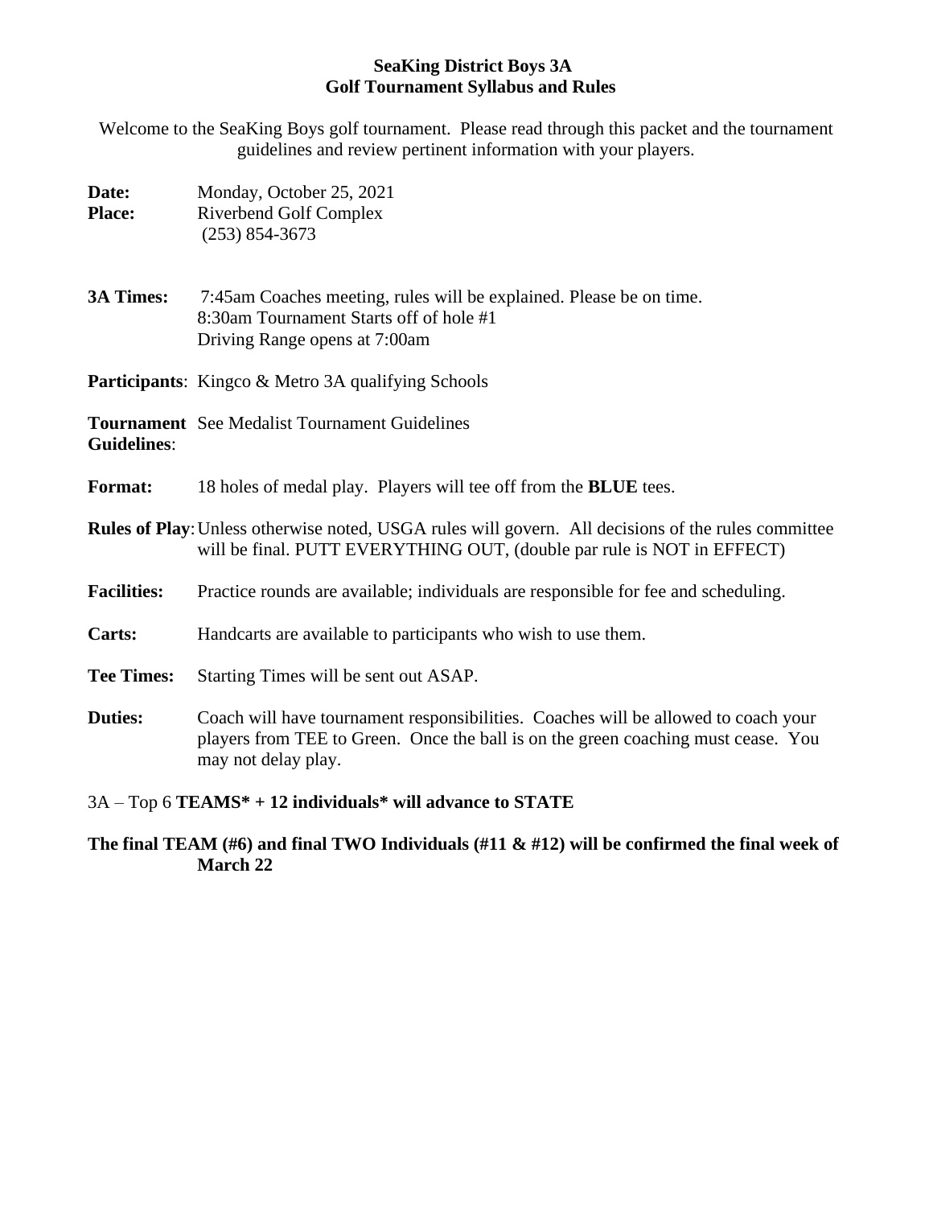# SeaKing District Boys 3A
## Golf Tournament Syllabus and Rules

Welcome to the SeaKing Boys golf tournament. Please read through this packet and the tournament guidelines and review pertinent information with your players.

**Date:** Monday, October 25, 2021
**Place:** Riverbend Golf Complex
(253) 854-3673

**3A Times:** 7:45am Coaches meeting, rules will be explained. Please be on time.
8:30am Tournament Starts off of hole #1
Driving Range opens at 7:00am

**Participants**: Kingco & Metro 3A qualifying Schools

**Tournament Guidelines**: See Medalist Tournament Guidelines

**Format:** 18 holes of medal play. Players will tee off from the **BLUE** tees.

**Rules of Play**: Unless otherwise noted, USGA rules will govern. All decisions of the rules committee will be final. PUTT EVERYTHING OUT, (double par rule is NOT in EFFECT)

**Facilities:** Practice rounds are available; individuals are responsible for fee and scheduling.

**Carts:** Handcarts are available to participants who wish to use them.

**Tee Times:** Starting Times will be sent out ASAP.

**Duties:** Coach will have tournament responsibilities. Coaches will be allowed to coach your players from TEE to Green. Once the ball is on the green coaching must cease. You may not delay play.

3A – Top 6 **TEAMS* + 12 individuals* will advance to STATE**

**The final TEAM (#6) and final TWO Individuals (#11 & #12) will be confirmed the final week of March 22**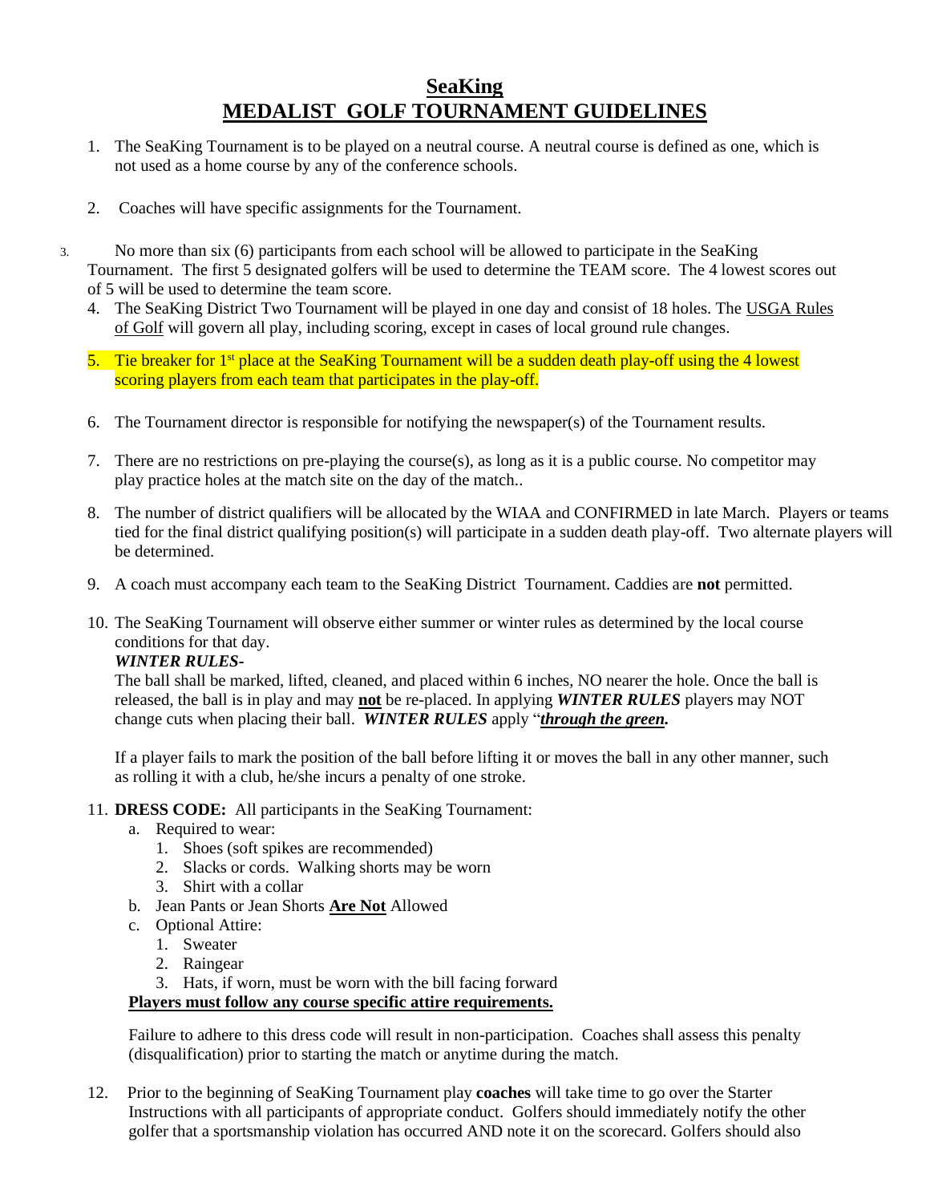# SeaKing
# MEDALIST GOLF TOURNAMENT GUIDELINES

1. The SeaKing Tournament is to be played on a neutral course. A neutral course is defined as one, which is not used as a home course by any of the conference schools.

2. Coaches will have specific assignments for the Tournament.

3. No more than six (6) participants from each school will be allowed to participate in the SeaKing Tournament. The first 5 designated golfers will be used to determine the TEAM score. The 4 lowest scores out of 5 will be used to determine the team score.

4. The SeaKing District Two Tournament will be played in one day and consist of 18 holes. The USGA Rules of Golf will govern all play, including scoring, except in cases of local ground rule changes.

5. Tie breaker for 1st place at the SeaKing Tournament will be a sudden death play-off using the 4 lowest scoring players from each team that participates in the play-off.

6. The Tournament director is responsible for notifying the newspaper(s) of the Tournament results.

7. There are no restrictions on pre-playing the course(s), as long as it is a public course. No competitor may play practice holes at the match site on the day of the match..

8. The number of district qualifiers will be allocated by the WIAA and CONFIRMED in late March. Players or teams tied for the final district qualifying position(s) will participate in a sudden death play-off. Two alternate players will be determined.

9. A coach must accompany each team to the SeaKing District Tournament. Caddies are **not** permitted.

10. The SeaKing Tournament will observe either summer or winter rules as determined by the local course conditions for that day.

    ***WINTER RULES-***

    The ball shall be marked, lifted, cleaned, and placed within 6 inches, NO nearer the hole. Once the ball is released, the ball is in play and may **not** be re-placed. In applying ***WINTER RULES*** players may NOT change cuts when placing their ball. ***WINTER RULES*** apply "***through the green.***

    If a player fails to mark the position of the ball before lifting it or moves the ball in any other manner, such as rolling it with a club, he/she incurs a penalty of one stroke.

11. **DRESS CODE:** All participants in the SeaKing Tournament:
    a. Required to wear:
        1. Shoes (soft spikes are recommended)
        2. Slacks or cords. Walking shorts may be worn
        3. Shirt with a collar
    b. Jean Pants or Jean Shorts **Are Not** Allowed
    c. Optional Attire:
        1. Sweater
        2. Raingear
        3. Hats, if worn, must be worn with the bill facing forward

    **Players must follow any course specific attire requirements.**

    Failure to adhere to this dress code will result in non-participation. Coaches shall assess this penalty (disqualification) prior to starting the match or anytime during the match.

12. Prior to the beginning of SeaKing Tournament play **coaches** will take time to go over the Starter Instructions with all participants of appropriate conduct. Golfers should immediately notify the other golfer that a sportsmanship violation has occurred AND note it on the scorecard. Golfers should also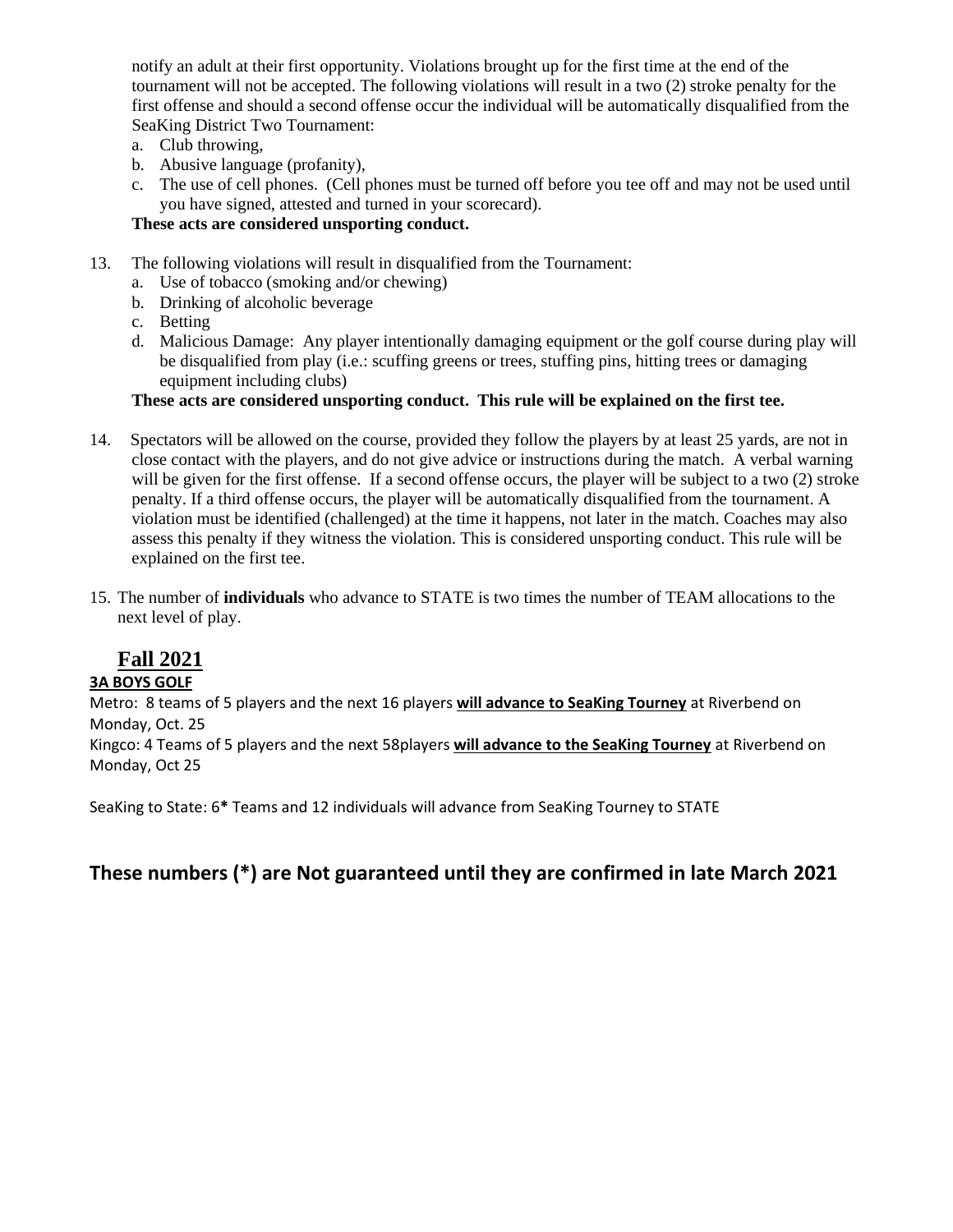notify an adult at their first opportunity. Violations brought up for the first time at the end of the tournament will not be accepted. The following violations will result in a two (2) stroke penalty for the first offense and should a second offense occur the individual will be automatically disqualified from the SeaKing District Two Tournament:

a. Club throwing,
b. Abusive language (profanity),
c. The use of cell phones. (Cell phones must be turned off before you tee off and may not be used until you have signed, attested and turned in your scorecard).

**These acts are considered unsporting conduct.**

13. The following violations will result in disqualified from the Tournament:
    a. Use of tobacco (smoking and/or chewing)
    b. Drinking of alcoholic beverage
    c. Betting
    d. Malicious Damage: Any player intentionally damaging equipment or the golf course during play will be disqualified from play (i.e.: scuffing greens or trees, stuffing pins, hitting trees or damaging equipment including clubs)

    **These acts are considered unsporting conduct. This rule will be explained on the first tee.**

14. Spectators will be allowed on the course, provided they follow the players by at least 25 yards, are not in close contact with the players, and do not give advice or instructions during the match. A verbal warning will be given for the first offense. If a second offense occurs, the player will be subject to a two (2) stroke penalty. If a third offense occurs, the player will be automatically disqualified from the tournament. A violation must be identified (challenged) at the time it happens, not later in the match. Coaches may also assess this penalty if they witness the violation. This is considered unsporting conduct. This rule will be explained on the first tee.

15. The number of **individuals** who advance to STATE is two times the number of TEAM allocations to the next level of play.

## Fall 2021

### 3A BOYS GOLF

Metro: 8 teams of 5 players and the next 16 players **will advance to SeaKing Tourney** at Riverbend on Monday, Oct. 25

Kingco: 4 Teams of 5 players and the next 58players **will advance to the SeaKing Tourney** at Riverbend on Monday, Oct 25

SeaKing to State: 6**\*** Teams and 12 individuals will advance from SeaKing Tourney to STATE

### These numbers (*) are Not guaranteed until they are confirmed in late March 2021